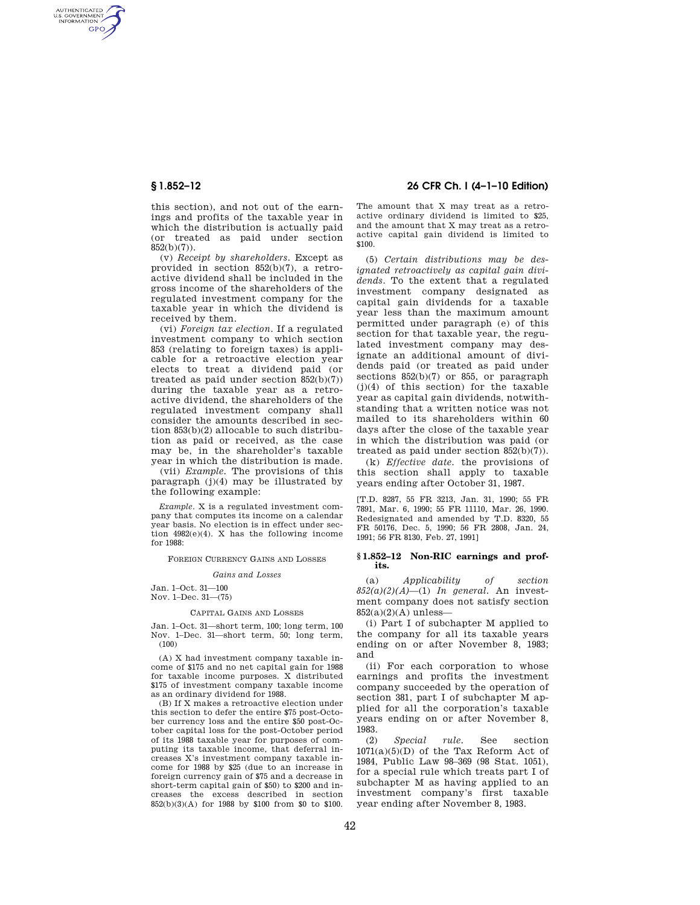this section), and not out of the earnings and profits of the taxable year in which the distribution is actually paid (or treated as paid under section 852(b)(7)).

(v) *Receipt by shareholders.* Except as provided in section 852(b)(7), a retroactive dividend shall be included in the gross income of the shareholders of the regulated investment company for the taxable year in which the dividend is received by them.

(vi) *Foreign tax election.* If a regulated investment company to which section 853 (relating to foreign taxes) is applicable for a retroactive election year elects to treat a dividend paid (or treated as paid under section 852(b)(7)) during the taxable year as a retroactive dividend, the shareholders of the regulated investment company shall consider the amounts described in section 853(b)(2) allocable to such distribution as paid or received, as the case may be, in the shareholder's taxable year in which the distribution is made.

(vii) *Example.* The provisions of this paragraph (j)(4) may be illustrated by the following example:

*Example.* X is a regulated investment company that computes its income on a calendar year basis. No election is in effect under section 4982(e)(4). X has the following income for 1988:

FOREIGN CURRENCY GAINS AND LOSSES

*Gains and Losses*

Jan. 1–Oct. 31—100
Nov. 1–Dec. 31—(75)

CAPITAL GAINS AND LOSSES

Jan. 1–Oct. 31—short term, 100; long term, 100
Nov. 1–Dec. 31—short term, 50; long term, (100)

(A) X had investment company taxable income of $175 and no net capital gain for 1988 for taxable income purposes. X distributed $175 of investment company taxable income as an ordinary dividend for 1988.

(B) If X makes a retroactive election under this section to defer the entire $75 post-October currency loss and the entire $50 post-October capital loss for the post-October period of its 1988 taxable year for purposes of computing its taxable income, that deferral increases X's investment company taxable income for 1988 by $25 (due to an increase in foreign currency gain of $75 and a decrease in short-term capital gain of $50) to $200 and increases the excess described in section 852(b)(3)(A) for 1988 by $100 from $0 to $100. The amount that X may treat as a retroactive ordinary dividend is limited to $25, and the amount that X may treat as a retroactive capital gain dividend is limited to $100.

(5) *Certain distributions may be designated retroactively as capital gain dividends.* To the extent that a regulated investment company designated as capital gain dividends for a taxable year less than the maximum amount permitted under paragraph (e) of this section for that taxable year, the regulated investment company may designate an additional amount of dividends paid (or treated as paid under sections 852(b)(7) or 855, or paragraph (j)(4) of this section) for the taxable year as capital gain dividends, notwithstanding that a written notice was not mailed to its shareholders within 60 days after the close of the taxable year in which the distribution was paid (or treated as paid under section 852(b)(7)).

(k) *Effective date.* the provisions of this section shall apply to taxable years ending after October 31, 1987.

[T.D. 8287, 55 FR 3213, Jan. 31, 1990; 55 FR 7891, Mar. 6, 1990; 55 FR 11110, Mar. 26, 1990. Redesignated and amended by T.D. 8320, 55 FR 50176, Dec. 5, 1990; 56 FR 2808, Jan. 24, 1991; 56 FR 8130, Feb. 27, 1991]

## § 1.852–12 Non-RIC earnings and profits.

(a) *Applicability of section 852(a)(2)(A)*—(1) *In general.* An investment company does not satisfy section 852(a)(2)(A) unless—

(i) Part I of subchapter M applied to the company for all its taxable years ending on or after November 8, 1983; and

(ii) For each corporation to whose earnings and profits the investment company succeeded by the operation of section 381, part I of subchapter M applied for all the corporation's taxable years ending on or after November 8, 1983.

(2) *Special rule.* See section 1071(a)(5)(D) of the Tax Reform Act of 1984, Public Law 98–369 (98 Stat. 1051), for a special rule which treats part I of subchapter M as having applied to an investment company's first taxable year ending after November 8, 1983.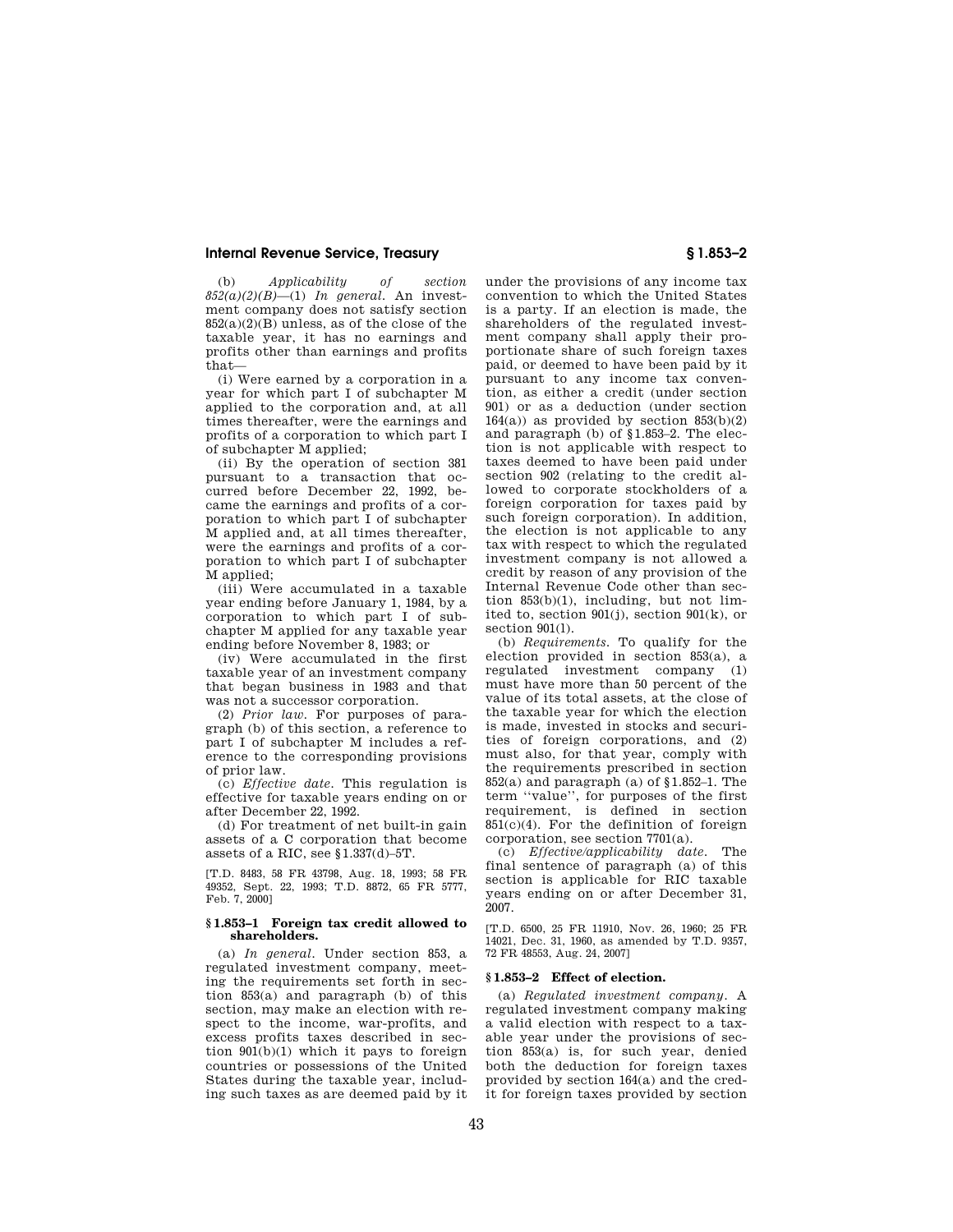(b) *Applicability of section 852(a)(2)(B)*—(1) *In general.* An investment company does not satisfy section 852(a)(2)(B) unless, as of the close of the taxable year, it has no earnings and profits other than earnings and profits that—

(i) Were earned by a corporation in a year for which part I of subchapter M applied to the corporation and, at all times thereafter, were the earnings and profits of a corporation to which part I of subchapter M applied;

(ii) By the operation of section 381 pursuant to a transaction that occurred before December 22, 1992, became the earnings and profits of a corporation to which part I of subchapter M applied and, at all times thereafter, were the earnings and profits of a corporation to which part I of subchapter M applied;

(iii) Were accumulated in a taxable year ending before January 1, 1984, by a corporation to which part I of subchapter M applied for any taxable year ending before November 8, 1983; or

(iv) Were accumulated in the first taxable year of an investment company that began business in 1983 and that was not a successor corporation.

(2) *Prior law.* For purposes of paragraph (b) of this section, a reference to part I of subchapter M includes a reference to the corresponding provisions of prior law.

(c) *Effective date.* This regulation is effective for taxable years ending on or after December 22, 1992.

(d) For treatment of net built-in gain assets of a C corporation that become assets of a RIC, see §1.337(d)–5T.

[T.D. 8483, 58 FR 43798, Aug. 18, 1993; 58 FR 49352, Sept. 22, 1993; T.D. 8872, 65 FR 5777, Feb. 7, 2000]

## §1.853–1 Foreign tax credit allowed to shareholders.

(a) *In general.* Under section 853, a regulated investment company, meeting the requirements set forth in section 853(a) and paragraph (b) of this section, may make an election with respect to the income, war-profits, and excess profits taxes described in section 901(b)(1) which it pays to foreign countries or possessions of the United States during the taxable year, including such taxes as are deemed paid by it under the provisions of any income tax convention to which the United States is a party. If an election is made, the shareholders of the regulated investment company shall apply their proportionate share of such foreign taxes paid, or deemed to have been paid by it pursuant to any income tax convention, as either a credit (under section 901) or as a deduction (under section 164(a)) as provided by section 853(b)(2) and paragraph (b) of §1.853–2. The election is not applicable with respect to taxes deemed to have been paid under section 902 (relating to the credit allowed to corporate stockholders of a foreign corporation for taxes paid by such foreign corporation). In addition, the election is not applicable to any tax with respect to which the regulated investment company is not allowed a credit by reason of any provision of the Internal Revenue Code other than section 853(b)(1), including, but not limited to, section 901(j), section 901(k), or section 901(l).

(b) *Requirements.* To qualify for the election provided in section 853(a), a regulated investment company (1) must have more than 50 percent of the value of its total assets, at the close of the taxable year for which the election is made, invested in stocks and securities of foreign corporations, and (2) must also, for that year, comply with the requirements prescribed in section 852(a) and paragraph (a) of §1.852–1. The term ''value'', for purposes of the first requirement, is defined in section 851(c)(4). For the definition of foreign corporation, see section 7701(a).

(c) *Effective/applicability date.* The final sentence of paragraph (a) of this section is applicable for RIC taxable years ending on or after December 31, 2007.

[T.D. 6500, 25 FR 11910, Nov. 26, 1960; 25 FR 14021, Dec. 31, 1960, as amended by T.D. 9357, 72 FR 48553, Aug. 24, 2007]

## §1.853–2 Effect of election.

(a) *Regulated investment company.* A regulated investment company making a valid election with respect to a taxable year under the provisions of section 853(a) is, for such year, denied both the deduction for foreign taxes provided by section 164(a) and the credit for foreign taxes provided by section